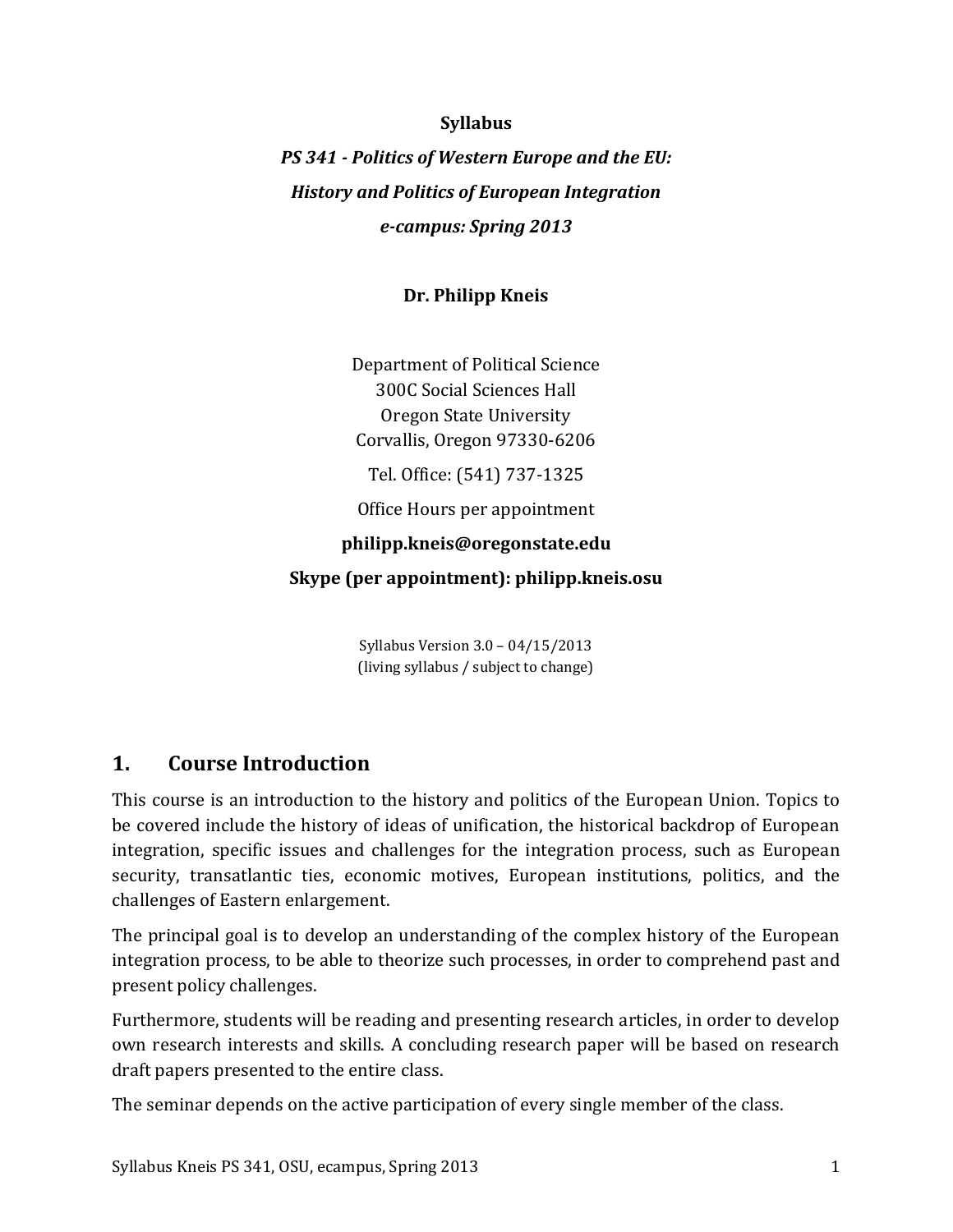**Syllabus**

***PS 341 - Politics of Western Europe and the EU:***

***History and Politics of European Integration***

***e-campus: Spring 2013***

**Dr. Philipp Kneis**

Department of Political Science
300C Social Sciences Hall
Oregon State University
Corvallis, Oregon 97330-6206

Tel. Office: (541) 737-1325

Office Hours per appointment

**philipp.kneis@oregonstate.edu**

**Skype (per appointment): philipp.kneis.osu**

Syllabus Version 3.0 – 04/15/2013
(living syllabus / subject to change)

## 1. Course Introduction

This course is an introduction to the history and politics of the European Union. Topics to be covered include the history of ideas of unification, the historical backdrop of European integration, specific issues and challenges for the integration process, such as European security, transatlantic ties, economic motives, European institutions, politics, and the challenges of Eastern enlargement.

The principal goal is to develop an understanding of the complex history of the European integration process, to be able to theorize such processes, in order to comprehend past and present policy challenges.

Furthermore, students will be reading and presenting research articles, in order to develop own research interests and skills. A concluding research paper will be based on research draft papers presented to the entire class.

The seminar depends on the active participation of every single member of the class.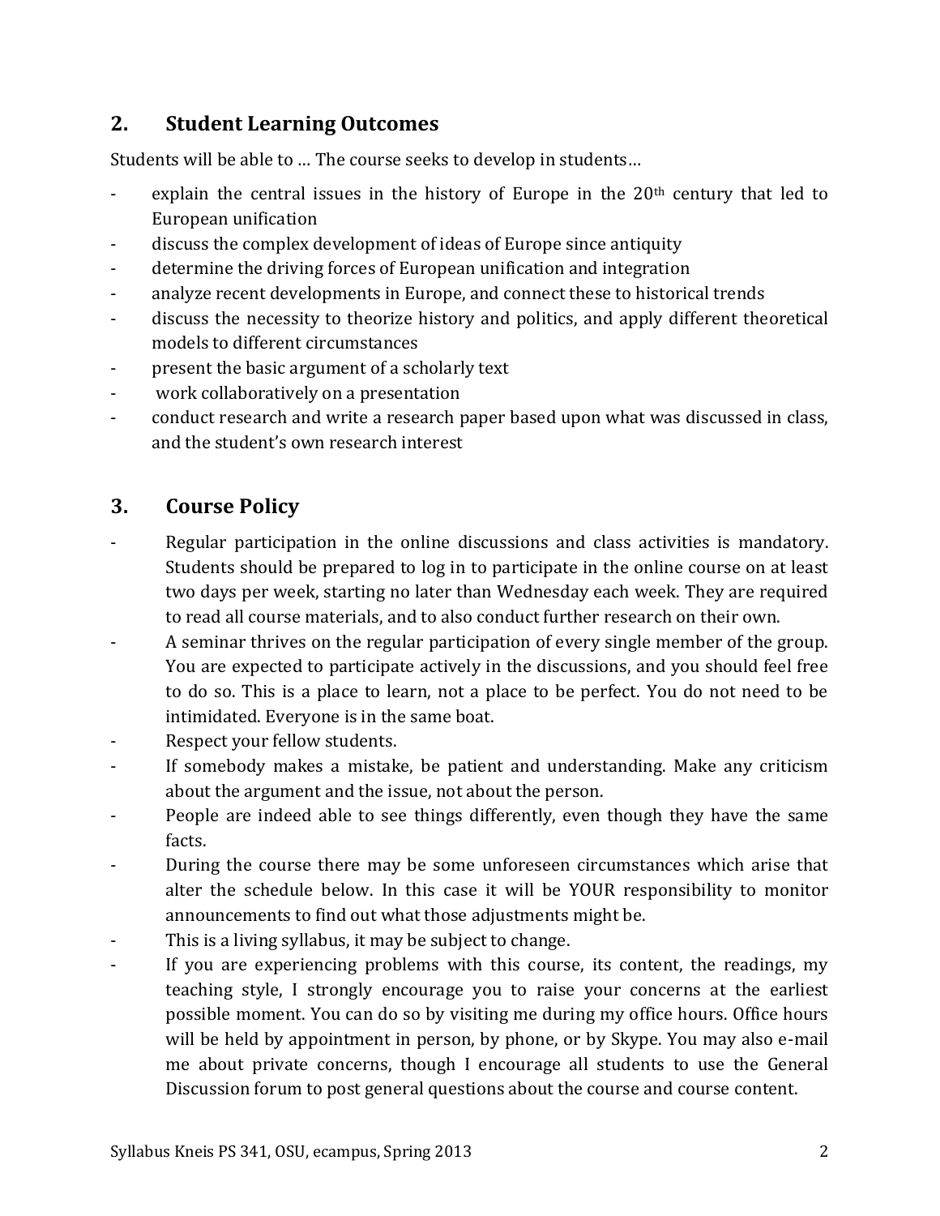## 2. Student Learning Outcomes

Students will be able to … The course seeks to develop in students…

- explain the central issues in the history of Europe in the 20th century that led to European unification
- discuss the complex development of ideas of Europe since antiquity
- determine the driving forces of European unification and integration
- analyze recent developments in Europe, and connect these to historical trends
- discuss the necessity to theorize history and politics, and apply different theoretical models to different circumstances
- present the basic argument of a scholarly text
- work collaboratively on a presentation
- conduct research and write a research paper based upon what was discussed in class, and the student's own research interest

## 3. Course Policy

- Regular participation in the online discussions and class activities is mandatory. Students should be prepared to log in to participate in the online course on at least two days per week, starting no later than Wednesday each week. They are required to read all course materials, and to also conduct further research on their own.
- A seminar thrives on the regular participation of every single member of the group. You are expected to participate actively in the discussions, and you should feel free to do so. This is a place to learn, not a place to be perfect. You do not need to be intimidated. Everyone is in the same boat.
- Respect your fellow students.
- If somebody makes a mistake, be patient and understanding. Make any criticism about the argument and the issue, not about the person.
- People are indeed able to see things differently, even though they have the same facts.
- During the course there may be some unforeseen circumstances which arise that alter the schedule below. In this case it will be YOUR responsibility to monitor announcements to find out what those adjustments might be.
- This is a living syllabus, it may be subject to change.
- If you are experiencing problems with this course, its content, the readings, my teaching style, I strongly encourage you to raise your concerns at the earliest possible moment. You can do so by visiting me during my office hours. Office hours will be held by appointment in person, by phone, or by Skype. You may also e-mail me about private concerns, though I encourage all students to use the General Discussion forum to post general questions about the course and course content.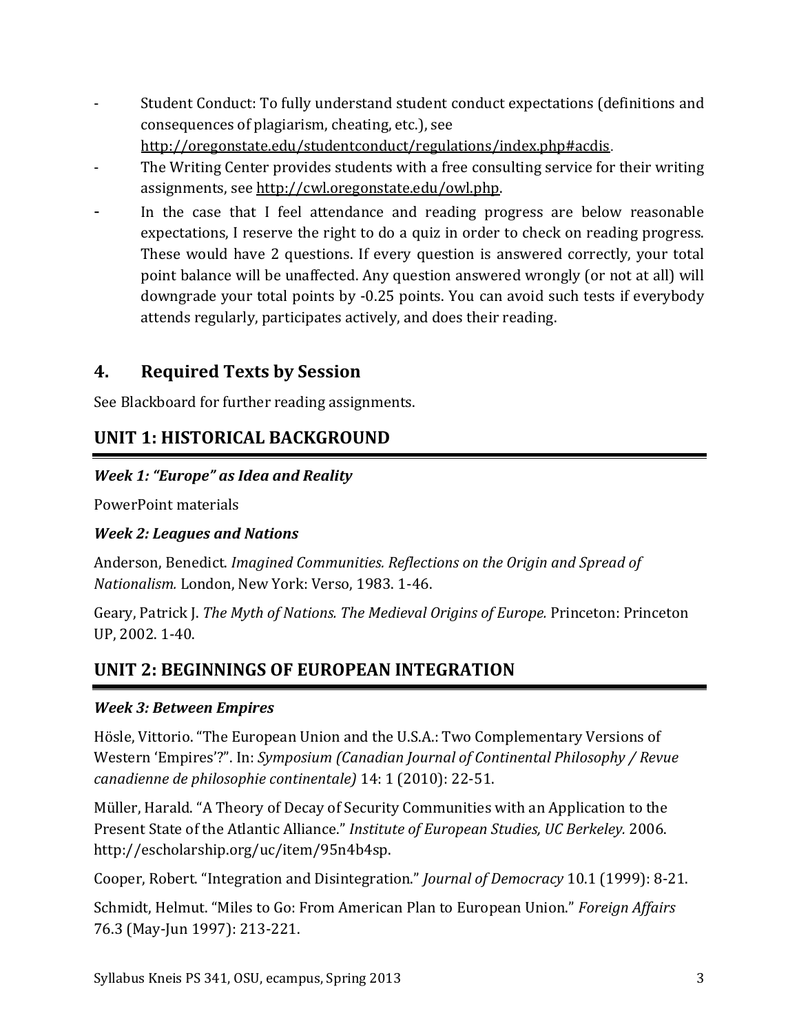- Student Conduct: To fully understand student conduct expectations (definitions and consequences of plagiarism, cheating, etc.), see http://oregonstate.edu/studentconduct/regulations/index.php#acdis.
- The Writing Center provides students with a free consulting service for their writing assignments, see http://cwl.oregonstate.edu/owl.php.
- In the case that I feel attendance and reading progress are below reasonable expectations, I reserve the right to do a quiz in order to check on reading progress. These would have 2 questions. If every question is answered correctly, your total point balance will be unaffected. Any question answered wrongly (or not at all) will downgrade your total points by -0.25 points. You can avoid such tests if everybody attends regularly, participates actively, and does their reading.

## 4. Required Texts by Session

See Blackboard for further reading assignments.

## UNIT 1: HISTORICAL BACKGROUND

### *Week 1: "Europe" as Idea and Reality*

PowerPoint materials

### *Week 2: Leagues and Nations*

Anderson, Benedict. *Imagined Communities. Reflections on the Origin and Spread of Nationalism.* London, New York: Verso, 1983. 1-46.

Geary, Patrick J. *The Myth of Nations. The Medieval Origins of Europe.* Princeton: Princeton UP, 2002. 1-40.

## UNIT 2: BEGINNINGS OF EUROPEAN INTEGRATION

### *Week 3: Between Empires*

Hösle, Vittorio. "The European Union and the U.S.A.: Two Complementary Versions of Western 'Empires'?". In: *Symposium (Canadian Journal of Continental Philosophy / Revue canadienne de philosophie continentale)* 14: 1 (2010): 22-51.

Müller, Harald. "A Theory of Decay of Security Communities with an Application to the Present State of the Atlantic Alliance." *Institute of European Studies, UC Berkeley.* 2006. http://escholarship.org/uc/item/95n4b4sp.

Cooper, Robert. "Integration and Disintegration." *Journal of Democracy* 10.1 (1999): 8-21.

Schmidt, Helmut. "Miles to Go: From American Plan to European Union." *Foreign Affairs* 76.3 (May-Jun 1997): 213-221.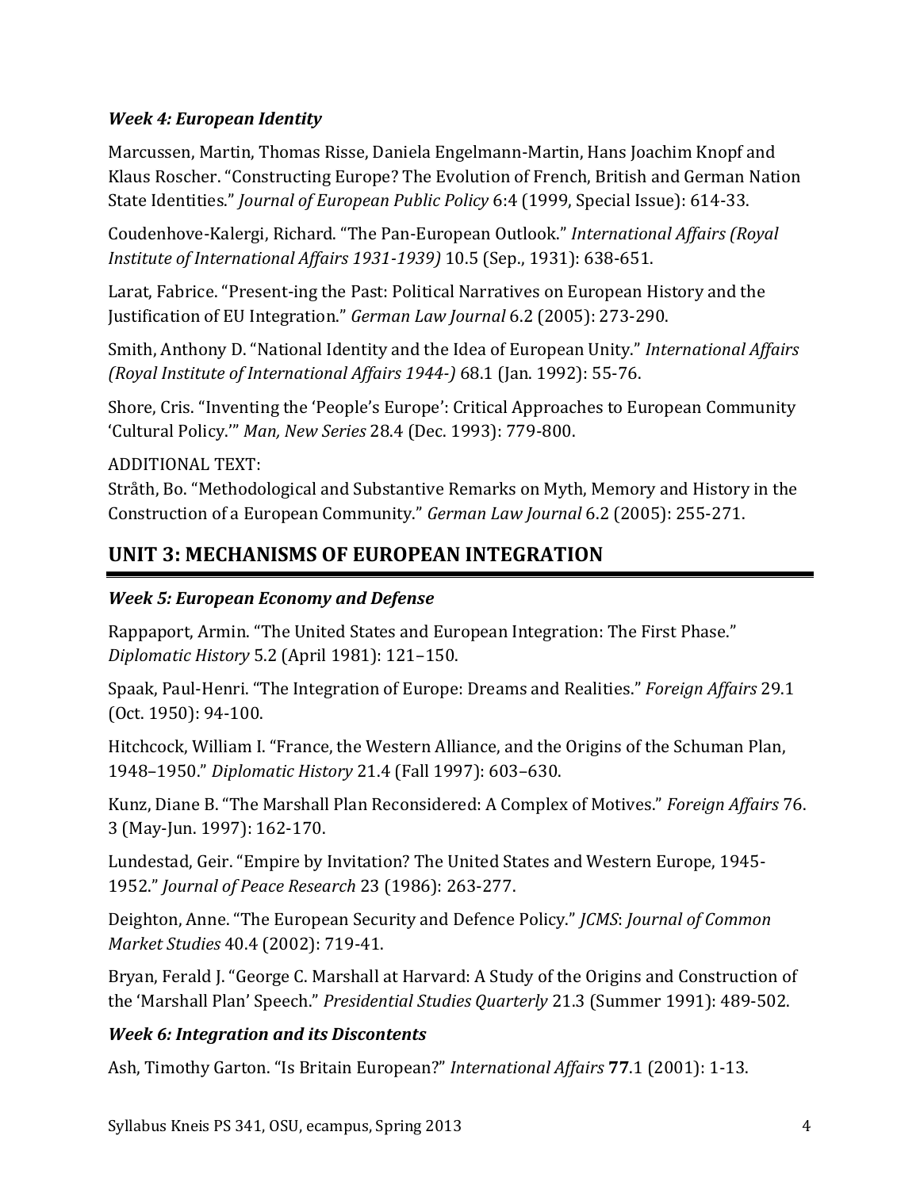### *Week 4: European Identity*

Marcussen, Martin, Thomas Risse, Daniela Engelmann-Martin, Hans Joachim Knopf and Klaus Roscher. "Constructing Europe? The Evolution of French, British and German Nation State Identities." *Journal of European Public Policy* 6:4 (1999, Special Issue): 614-33.

Coudenhove-Kalergi, Richard. "The Pan-European Outlook." *International Affairs (Royal Institute of International Affairs 1931-1939)* 10.5 (Sep., 1931): 638-651.

Larat, Fabrice. "Present-ing the Past: Political Narratives on European History and the Justification of EU Integration." *German Law Journal* 6.2 (2005): 273-290.

Smith, Anthony D. "National Identity and the Idea of European Unity." *International Affairs (Royal Institute of International Affairs 1944-)* 68.1 (Jan. 1992): 55-76.

Shore, Cris. "Inventing the 'People's Europe': Critical Approaches to European Community 'Cultural Policy.'" *Man, New Series* 28.4 (Dec. 1993): 779-800.

ADDITIONAL TEXT:
Stråth, Bo. "Methodological and Substantive Remarks on Myth, Memory and History in the Construction of a European Community." *German Law Journal* 6.2 (2005): 255-271.

## UNIT 3: MECHANISMS OF EUROPEAN INTEGRATION

### *Week 5: European Economy and Defense*

Rappaport, Armin. "The United States and European Integration: The First Phase." *Diplomatic History* 5.2 (April 1981): 121–150.

Spaak, Paul-Henri. "The Integration of Europe: Dreams and Realities." *Foreign Affairs* 29.1 (Oct. 1950): 94-100.

Hitchcock, William I. "France, the Western Alliance, and the Origins of the Schuman Plan, 1948–1950." *Diplomatic History* 21.4 (Fall 1997): 603–630.

Kunz, Diane B. "The Marshall Plan Reconsidered: A Complex of Motives." *Foreign Affairs* 76. 3 (May-Jun. 1997): 162-170.

Lundestad, Geir. "Empire by Invitation? The United States and Western Europe, 1945-1952." *Journal of Peace Research* 23 (1986): 263-277.

Deighton, Anne. "The European Security and Defence Policy." *JCMS*: *Journal of Common Market Studies* 40.4 (2002): 719-41.

Bryan, Ferald J. "George C. Marshall at Harvard: A Study of the Origins and Construction of the 'Marshall Plan' Speech." *Presidential Studies Quarterly* 21.3 (Summer 1991): 489-502.

### *Week 6: Integration and its Discontents*

Ash, Timothy Garton. "Is Britain European?" *International Affairs* **77**.1 (2001): 1-13.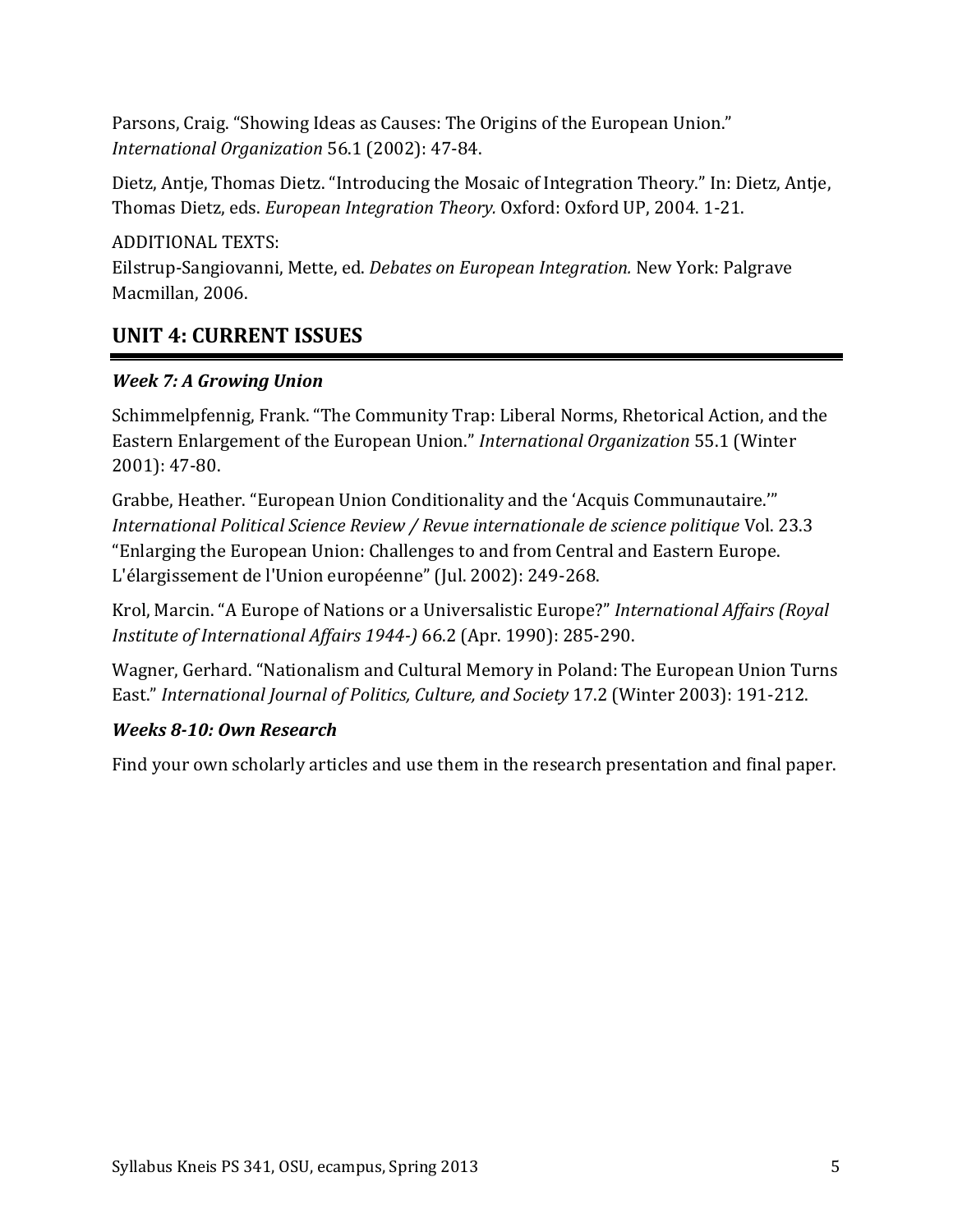Parsons, Craig. “Showing Ideas as Causes: The Origins of the European Union.” *International Organization* 56.1 (2002): 47-84.

Dietz, Antje, Thomas Dietz. “Introducing the Mosaic of Integration Theory.” In: Dietz, Antje, Thomas Dietz, eds. *European Integration Theory.* Oxford: Oxford UP, 2004. 1-21.

ADDITIONAL TEXTS:
Eilstrup-Sangiovanni, Mette, ed. *Debates on European Integration.* New York: Palgrave Macmillan, 2006.

## UNIT 4: CURRENT ISSUES

### *Week 7: A Growing Union*

Schimmelpfennig, Frank. “The Community Trap: Liberal Norms, Rhetorical Action, and the Eastern Enlargement of the European Union.” *International Organization* 55.1 (Winter 2001): 47-80.

Grabbe, Heather. “European Union Conditionality and the ‘Acquis Communautaire.’” *International Political Science Review / Revue internationale de science politique* Vol. 23.3 “Enlarging the European Union: Challenges to and from Central and Eastern Europe. L'élargissement de l'Union européenne” (Jul. 2002): 249-268.

Krol, Marcin. “A Europe of Nations or a Universalistic Europe?” *International Affairs (Royal Institute of International Affairs 1944-)* 66.2 (Apr. 1990): 285-290.

Wagner, Gerhard. “Nationalism and Cultural Memory in Poland: The European Union Turns East.” *International Journal of Politics, Culture, and Society* 17.2 (Winter 2003): 191-212.

### *Weeks 8-10: Own Research*

Find your own scholarly articles and use them in the research presentation and final paper.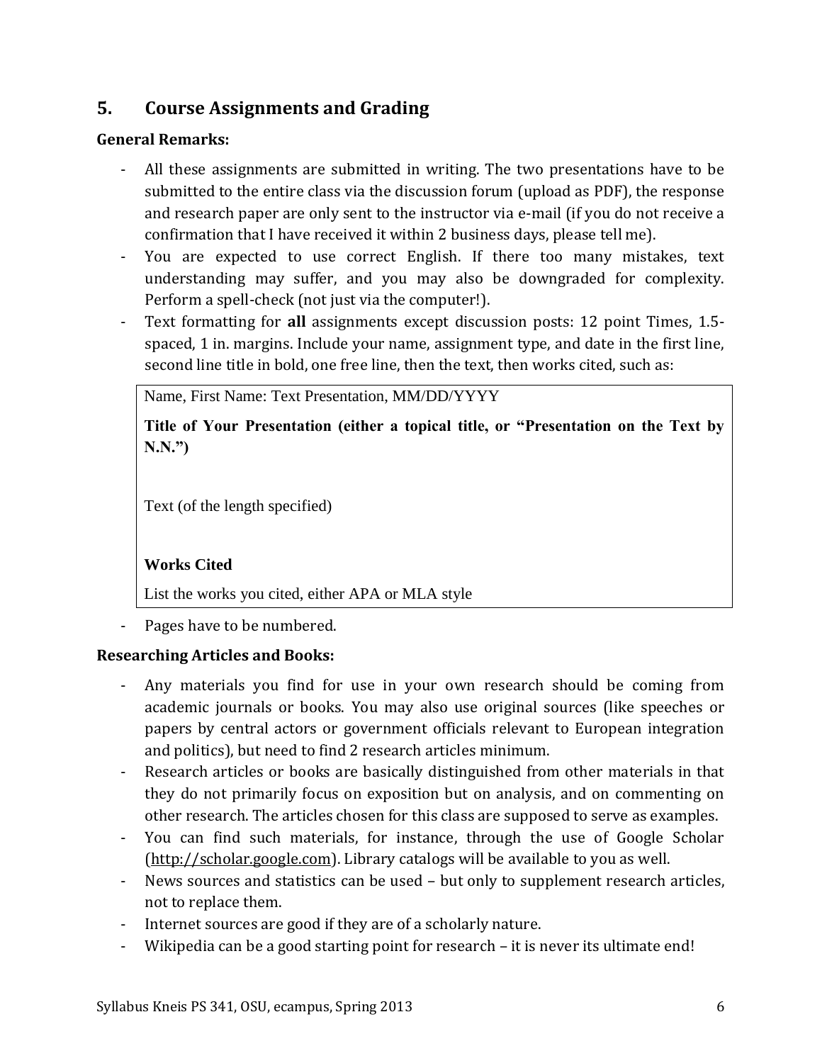## 5. Course Assignments and Grading

**General Remarks:**

- All these assignments are submitted in writing. The two presentations have to be submitted to the entire class via the discussion forum (upload as PDF), the response and research paper are only sent to the instructor via e-mail (if you do not receive a confirmation that I have received it within 2 business days, please tell me).
- You are expected to use correct English. If there too many mistakes, text understanding may suffer, and you may also be downgraded for complexity. Perform a spell-check (not just via the computer!).
- Text formatting for **all** assignments except discussion posts: 12 point Times, 1.5-spaced, 1 in. margins. Include your name, assignment type, and date in the first line, second line title in bold, one free line, then the text, then works cited, such as:

> Name, First Name: Text Presentation, MM/DD/YYYY
>
> **Title of Your Presentation (either a topical title, or "Presentation on the Text by N.N.")**
>
> Text (of the length specified)
>
> **Works Cited**
>
> List the works you cited, either APA or MLA style

- Pages have to be numbered.

**Researching Articles and Books:**

- Any materials you find for use in your own research should be coming from academic journals or books. You may also use original sources (like speeches or papers by central actors or government officials relevant to European integration and politics), but need to find 2 research articles minimum.
- Research articles or books are basically distinguished from other materials in that they do not primarily focus on exposition but on analysis, and on commenting on other research. The articles chosen for this class are supposed to serve as examples.
- You can find such materials, for instance, through the use of Google Scholar (http://scholar.google.com). Library catalogs will be available to you as well.
- News sources and statistics can be used – but only to supplement research articles, not to replace them.
- Internet sources are good if they are of a scholarly nature.
- Wikipedia can be a good starting point for research – it is never its ultimate end!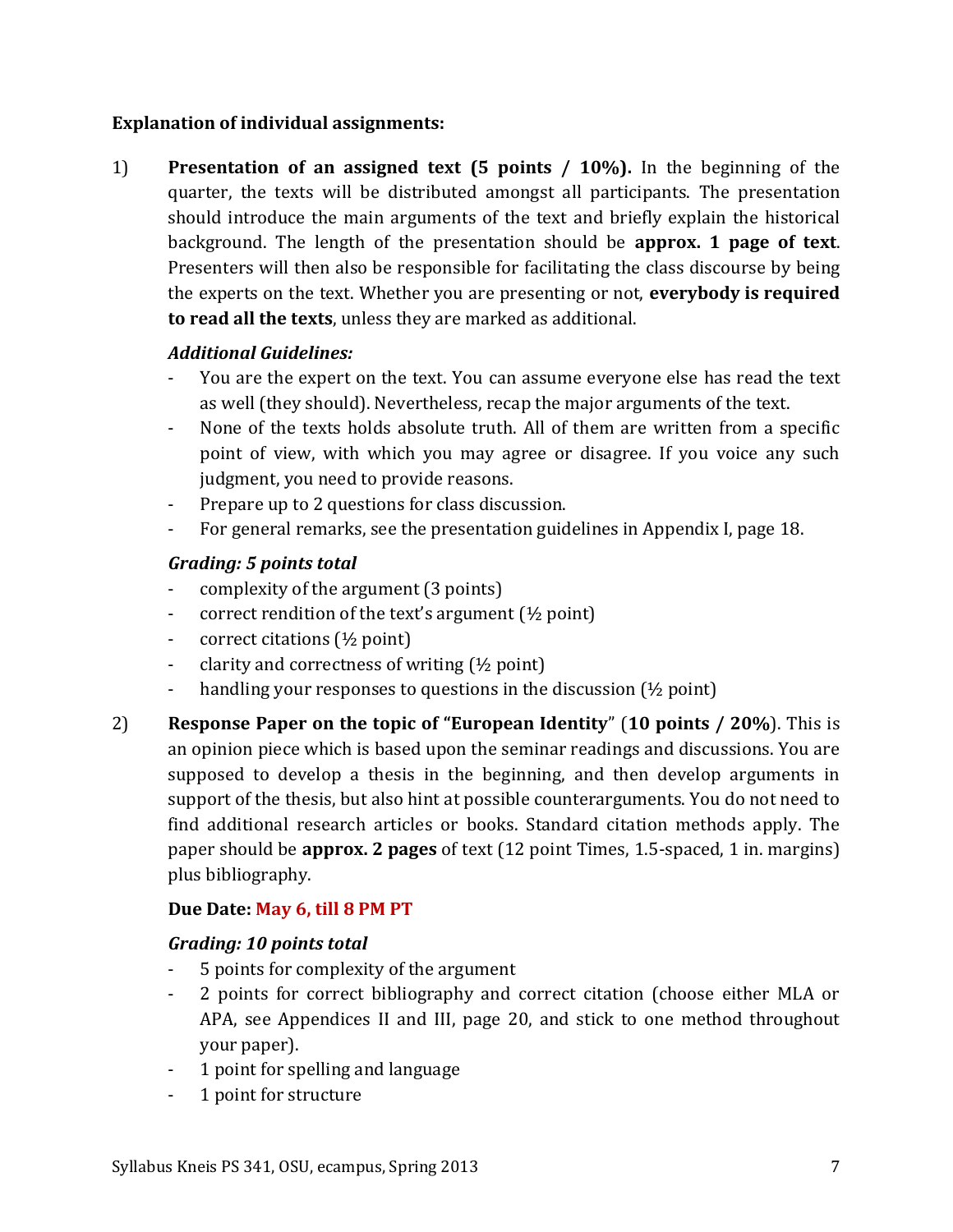**Explanation of individual assignments:**

1) **Presentation of an assigned text (5 points / 10%).** In the beginning of the quarter, the texts will be distributed amongst all participants. The presentation should introduce the main arguments of the text and briefly explain the historical background. The length of the presentation should be **approx. 1 page of text**. Presenters will then also be responsible for facilitating the class discourse by being the experts on the text. Whether you are presenting or not, **everybody is required to read all the texts**, unless they are marked as additional.

   ***Additional Guidelines:***
   - You are the expert on the text. You can assume everyone else has read the text as well (they should). Nevertheless, recap the major arguments of the text.
   - None of the texts holds absolute truth. All of them are written from a specific point of view, with which you may agree or disagree. If you voice any such judgment, you need to provide reasons.
   - Prepare up to 2 questions for class discussion.
   - For general remarks, see the presentation guidelines in Appendix I, page 18.

   ***Grading: 5 points total***
   - complexity of the argument (3 points)
   - correct rendition of the text's argument (½ point)
   - correct citations (½ point)
   - clarity and correctness of writing (½ point)
   - handling your responses to questions in the discussion (½ point)

2) **Response Paper on the topic of "European Identity"** (**10 points / 20%**). This is an opinion piece which is based upon the seminar readings and discussions. You are supposed to develop a thesis in the beginning, and then develop arguments in support of the thesis, but also hint at possible counterarguments. You do not need to find additional research articles or books. Standard citation methods apply. The paper should be **approx. 2 pages** of text (12 point Times, 1.5-spaced, 1 in. margins) plus bibliography.

   **Due Date: May 6, till 8 PM PT**

   ***Grading: 10 points total***
   - 5 points for complexity of the argument
   - 2 points for correct bibliography and correct citation (choose either MLA or APA, see Appendices II and III, page 20, and stick to one method throughout your paper).
   - 1 point for spelling and language
   - 1 point for structure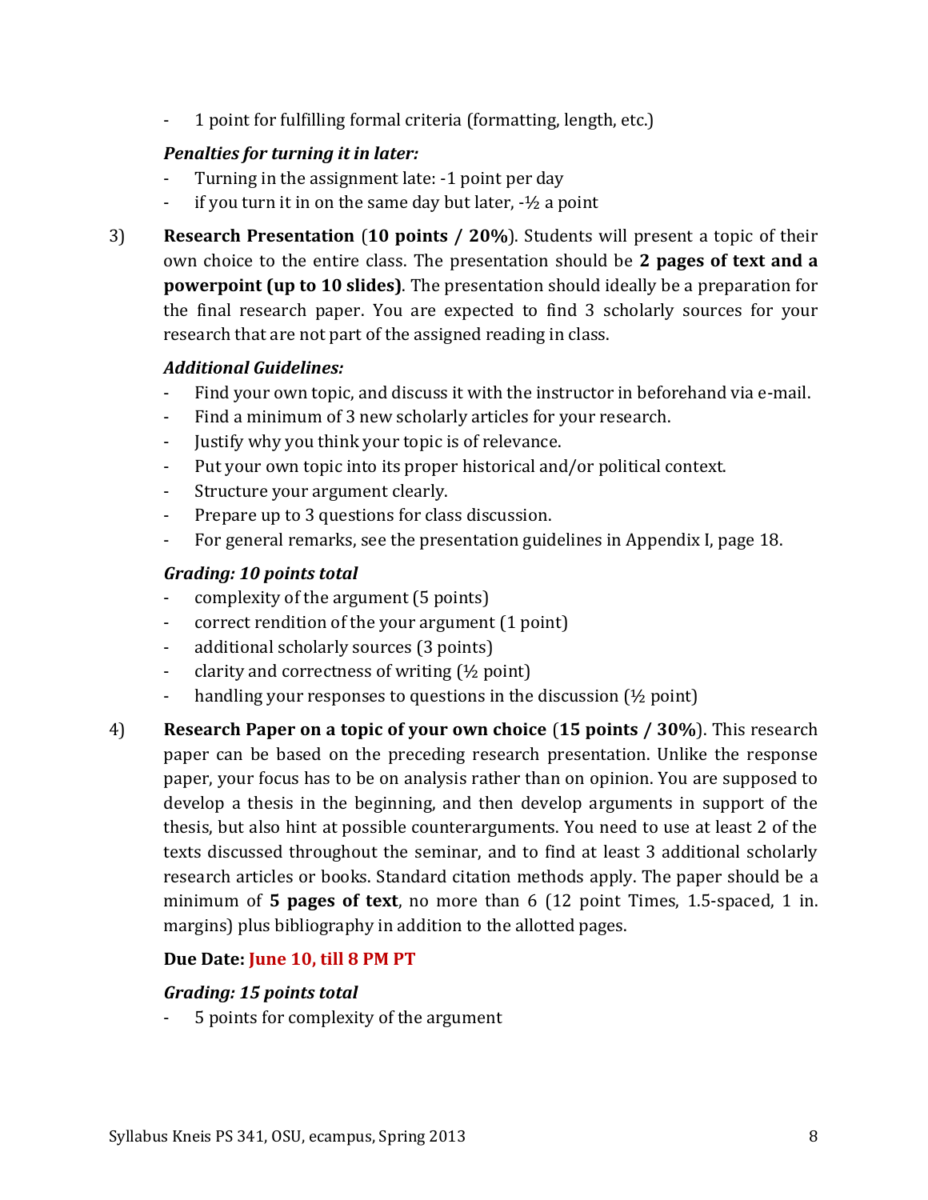- 1 point for fulfilling formal criteria (formatting, length, etc.)

***Penalties for turning it in later:***

- Turning in the assignment late: -1 point per day
- if you turn it in on the same day but later, -½ a point

3) **Research Presentation** (**10 points / 20%**). Students will present a topic of their own choice to the entire class. The presentation should be **2 pages of text and a powerpoint (up to 10 slides)**. The presentation should ideally be a preparation for the final research paper. You are expected to find 3 scholarly sources for your research that are not part of the assigned reading in class.

***Additional Guidelines:***

- Find your own topic, and discuss it with the instructor in beforehand via e-mail.
- Find a minimum of 3 new scholarly articles for your research.
- Justify why you think your topic is of relevance.
- Put your own topic into its proper historical and/or political context.
- Structure your argument clearly.
- Prepare up to 3 questions for class discussion.
- For general remarks, see the presentation guidelines in Appendix I, page 18.

***Grading: 10 points total***

- complexity of the argument (5 points)
- correct rendition of the your argument (1 point)
- additional scholarly sources (3 points)
- clarity and correctness of writing (½ point)
- handling your responses to questions in the discussion (½ point)

4) **Research Paper on a topic of your own choice** (**15 points / 30%**). This research paper can be based on the preceding research presentation. Unlike the response paper, your focus has to be on analysis rather than on opinion. You are supposed to develop a thesis in the beginning, and then develop arguments in support of the thesis, but also hint at possible counterarguments. You need to use at least 2 of the texts discussed throughout the seminar, and to find at least 3 additional scholarly research articles or books. Standard citation methods apply. The paper should be a minimum of **5 pages of text**, no more than 6 (12 point Times, 1.5-spaced, 1 in. margins) plus bibliography in addition to the allotted pages.

**Due Date: June 10, till 8 PM PT**

***Grading: 15 points total***

- 5 points for complexity of the argument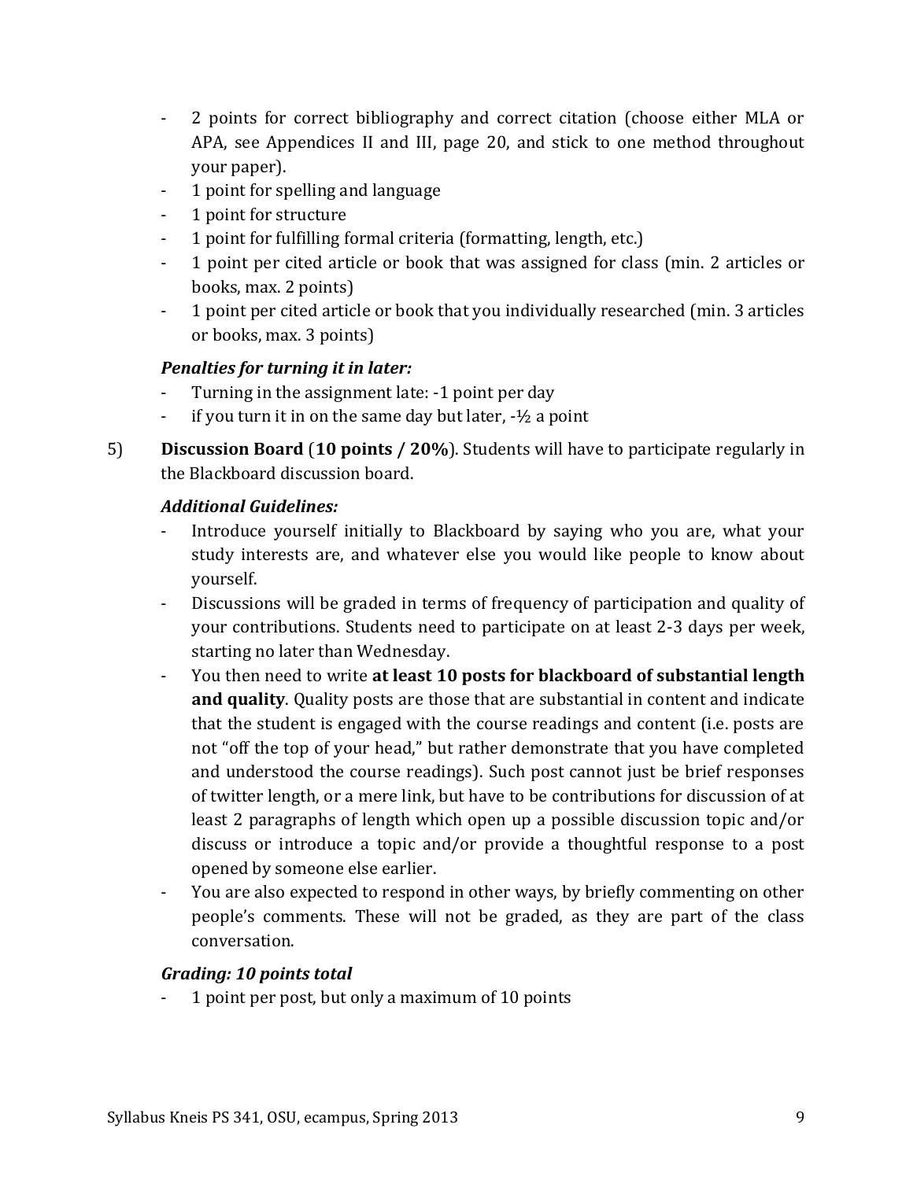- 2 points for correct bibliography and correct citation (choose either MLA or APA, see Appendices II and III, page 20, and stick to one method throughout your paper).
- 1 point for spelling and language
- 1 point for structure
- 1 point for fulfilling formal criteria (formatting, length, etc.)
- 1 point per cited article or book that was assigned for class (min. 2 articles or books, max. 2 points)
- 1 point per cited article or book that you individually researched (min. 3 articles or books, max. 3 points)

***Penalties for turning it in later:***

- Turning in the assignment late: -1 point per day
- if you turn it in on the same day but later, -½ a point

5) **Discussion Board** (**10 points / 20%**). Students will have to participate regularly in the Blackboard discussion board.

***Additional Guidelines:***

- Introduce yourself initially to Blackboard by saying who you are, what your study interests are, and whatever else you would like people to know about yourself.
- Discussions will be graded in terms of frequency of participation and quality of your contributions. Students need to participate on at least 2-3 days per week, starting no later than Wednesday.
- You then need to write **at least 10 posts for blackboard of substantial length and quality**. Quality posts are those that are substantial in content and indicate that the student is engaged with the course readings and content (i.e. posts are not "off the top of your head," but rather demonstrate that you have completed and understood the course readings). Such post cannot just be brief responses of twitter length, or a mere link, but have to be contributions for discussion of at least 2 paragraphs of length which open up a possible discussion topic and/or discuss or introduce a topic and/or provide a thoughtful response to a post opened by someone else earlier.
- You are also expected to respond in other ways, by briefly commenting on other people's comments. These will not be graded, as they are part of the class conversation.

***Grading: 10 points total***

- 1 point per post, but only a maximum of 10 points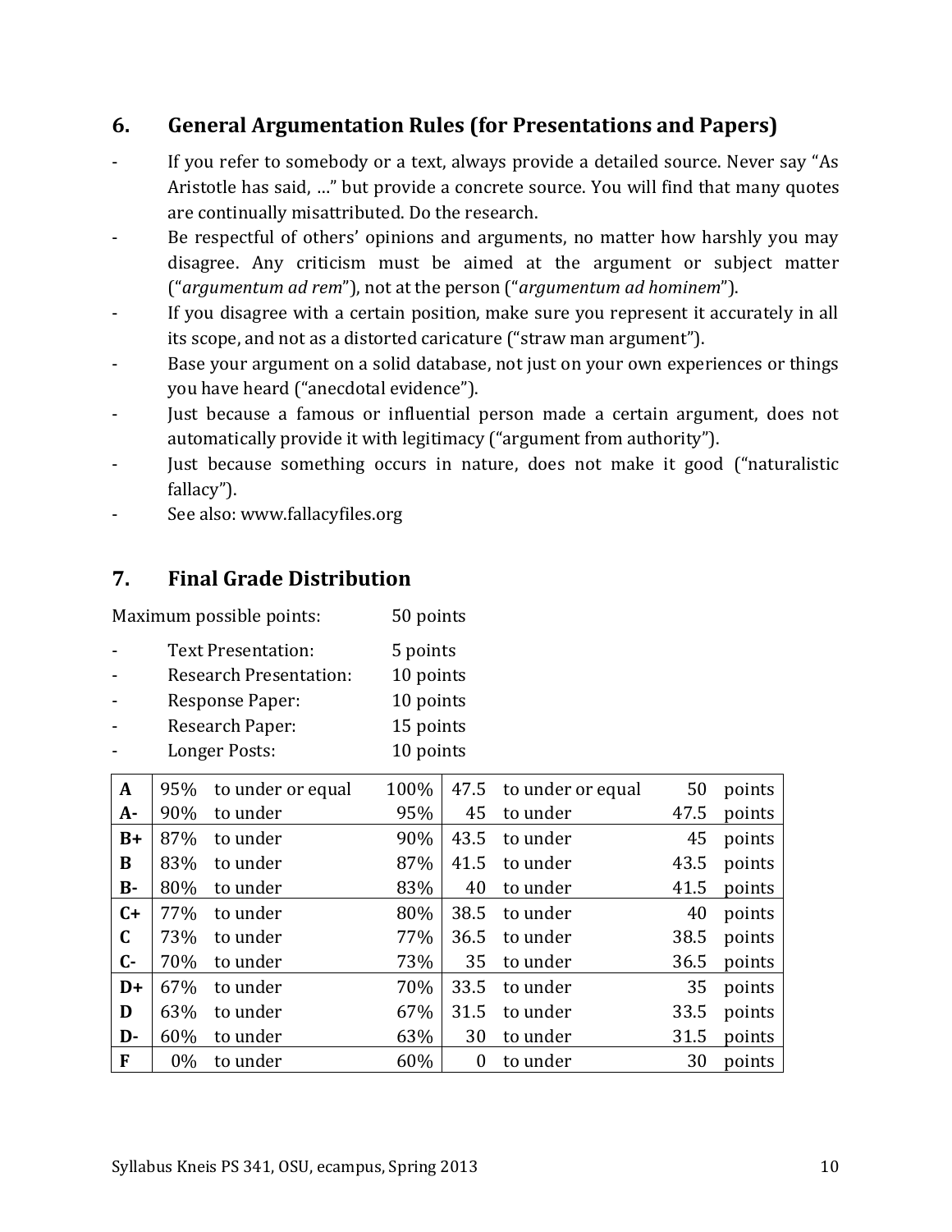## 6. General Argumentation Rules (for Presentations and Papers)

- If you refer to somebody or a text, always provide a detailed source. Never say "As Aristotle has said, …" but provide a concrete source. You will find that many quotes are continually misattributed. Do the research.
- Be respectful of others' opinions and arguments, no matter how harshly you may disagree. Any criticism must be aimed at the argument or subject matter ("*argumentum ad rem*"), not at the person ("*argumentum ad hominem*").
- If you disagree with a certain position, make sure you represent it accurately in all its scope, and not as a distorted caricature ("straw man argument").
- Base your argument on a solid database, not just on your own experiences or things you have heard ("anecdotal evidence").
- Just because a famous or influential person made a certain argument, does not automatically provide it with legitimacy ("argument from authority").
- Just because something occurs in nature, does not make it good ("naturalistic fallacy").
- See also: www.fallacyfiles.org

## 7. Final Grade Distribution

Maximum possible points: 50 points

- Text Presentation: 5 points
- Research Presentation: 10 points
- Response Paper: 10 points
- Research Paper: 15 points
- Longer Posts: 10 points

| | | | | | | | |
|---|---|---|---|---|---|---|---|
| **A** | 95% | to under or equal | 100% | 47.5 | to under or equal | 50 | points |
| **A-** | 90% | to under | 95% | 45 | to under | 47.5 | points |
| **B+** | 87% | to under | 90% | 43.5 | to under | 45 | points |
| **B** | 83% | to under | 87% | 41.5 | to under | 43.5 | points |
| **B-** | 80% | to under | 83% | 40 | to under | 41.5 | points |
| **C+** | 77% | to under | 80% | 38.5 | to under | 40 | points |
| **C** | 73% | to under | 77% | 36.5 | to under | 38.5 | points |
| **C-** | 70% | to under | 73% | 35 | to under | 36.5 | points |
| **D+** | 67% | to under | 70% | 33.5 | to under | 35 | points |
| **D** | 63% | to under | 67% | 31.5 | to under | 33.5 | points |
| **D-** | 60% | to under | 63% | 30 | to under | 31.5 | points |
| **F** | 0% | to under | 60% | 0 | to under | 30 | points |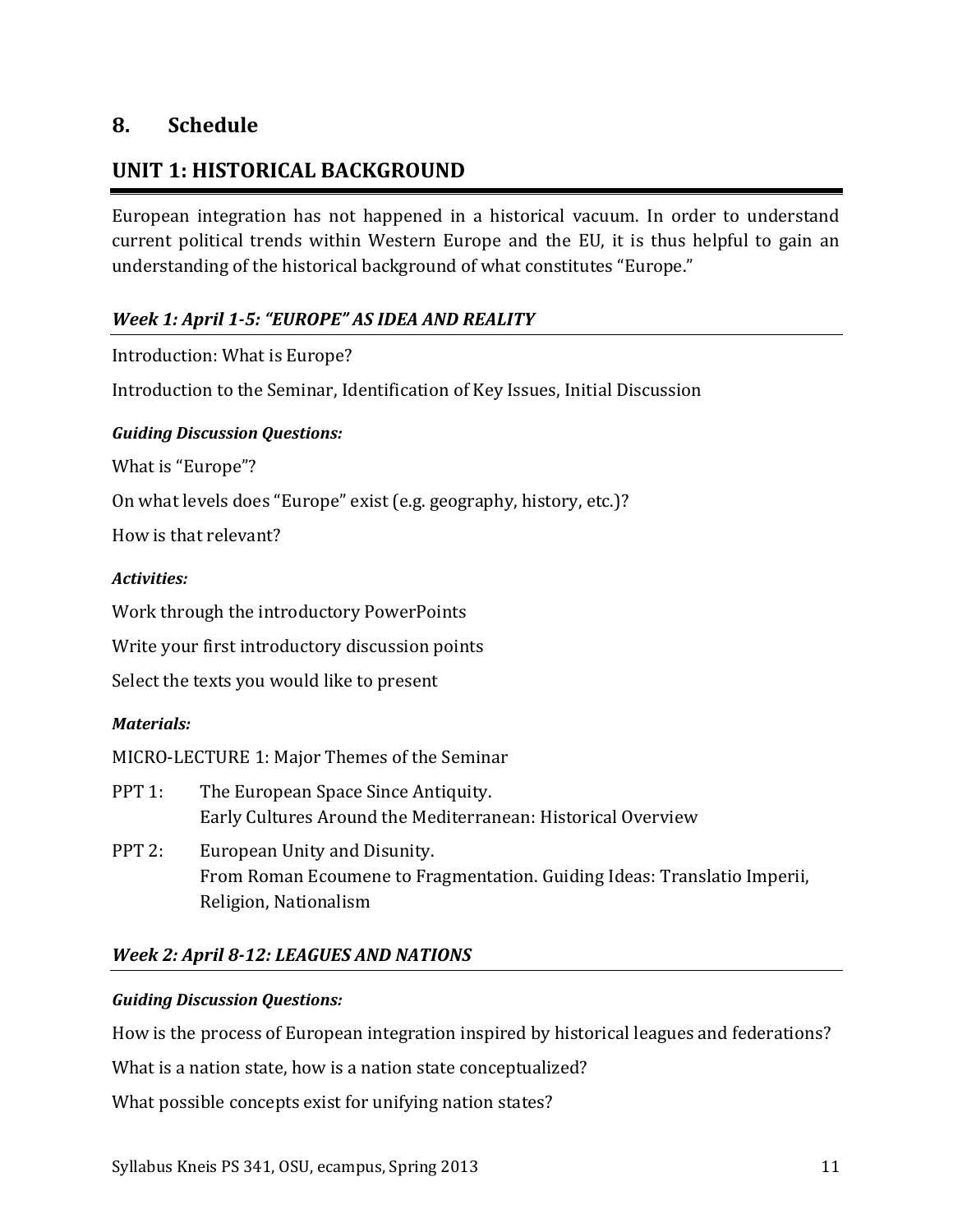## 8. Schedule

## UNIT 1: HISTORICAL BACKGROUND

European integration has not happened in a historical vacuum. In order to understand current political trends within Western Europe and the EU, it is thus helpful to gain an understanding of the historical background of what constitutes "Europe."

### *Week 1: April 1-5: "EUROPE" AS IDEA AND REALITY*

Introduction: What is Europe?

Introduction to the Seminar, Identification of Key Issues, Initial Discussion

***Guiding Discussion Questions:***

What is "Europe"?

On what levels does "Europe" exist (e.g. geography, history, etc.)?

How is that relevant?

***Activities:***

Work through the introductory PowerPoints

Write your first introductory discussion points

Select the texts you would like to present

***Materials:***

MICRO-LECTURE 1: Major Themes of the Seminar

PPT 1: The European Space Since Antiquity.
Early Cultures Around the Mediterranean: Historical Overview

PPT 2: European Unity and Disunity.
From Roman Ecoumene to Fragmentation. Guiding Ideas: Translatio Imperii, Religion, Nationalism

### *Week 2: April 8-12: LEAGUES AND NATIONS*

***Guiding Discussion Questions:***

How is the process of European integration inspired by historical leagues and federations?

What is a nation state, how is a nation state conceptualized?

What possible concepts exist for unifying nation states?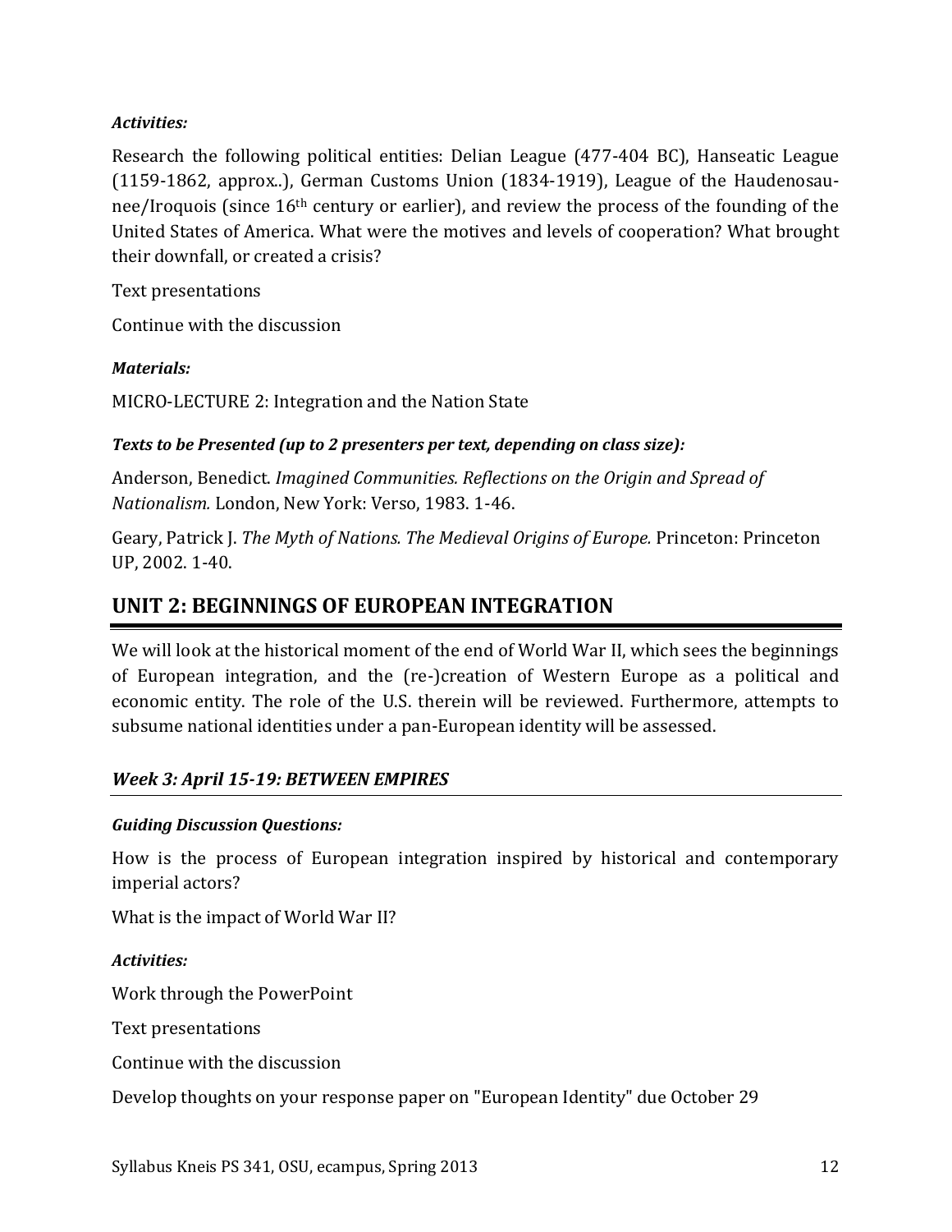***Activities:***

Research the following political entities: Delian League (477-404 BC), Hanseatic League (1159-1862, approx..), German Customs Union (1834-1919), League of the Haudenosaunee/Iroquois (since 16th century or earlier), and review the process of the founding of the United States of America. What were the motives and levels of cooperation? What brought their downfall, or created a crisis?

Text presentations

Continue with the discussion

***Materials:***

MICRO-LECTURE 2: Integration and the Nation State

***Texts to be Presented (up to 2 presenters per text, depending on class size):***

Anderson, Benedict. *Imagined Communities. Reflections on the Origin and Spread of Nationalism.* London, New York: Verso, 1983. 1-46.

Geary, Patrick J. *The Myth of Nations. The Medieval Origins of Europe.* Princeton: Princeton UP, 2002. 1-40.

## UNIT 2: BEGINNINGS OF EUROPEAN INTEGRATION

We will look at the historical moment of the end of World War II, which sees the beginnings of European integration, and the (re-)creation of Western Europe as a political and economic entity. The role of the U.S. therein will be reviewed. Furthermore, attempts to subsume national identities under a pan-European identity will be assessed.

### *Week 3: April 15-19: BETWEEN EMPIRES*

***Guiding Discussion Questions:***

How is the process of European integration inspired by historical and contemporary imperial actors?

What is the impact of World War II?

***Activities:***

Work through the PowerPoint

Text presentations

Continue with the discussion

Develop thoughts on your response paper on "European Identity" due October 29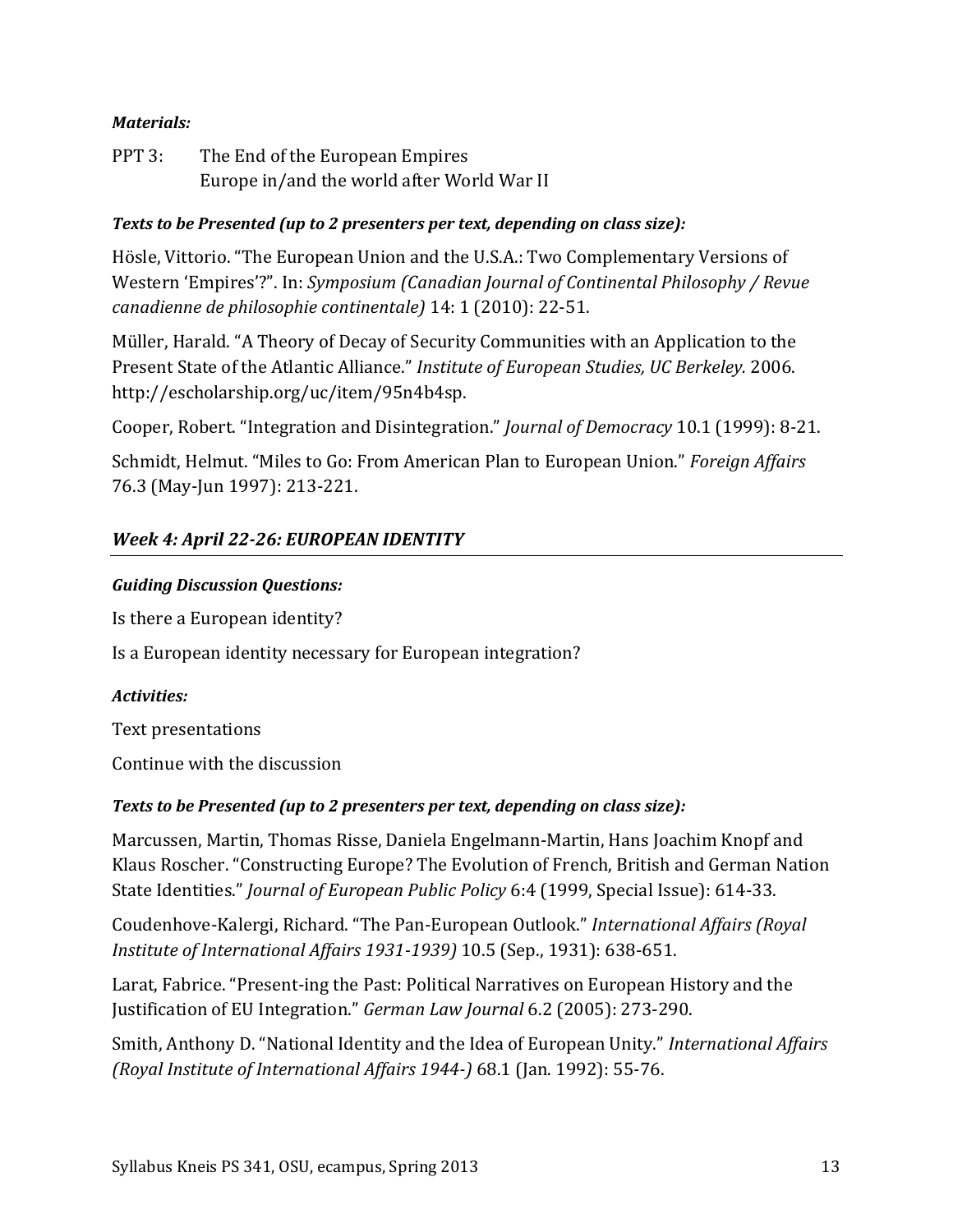***Materials:***

PPT 3: The End of the European Empires
Europe in/and the world after World War II

***Texts to be Presented (up to 2 presenters per text, depending on class size):***

Hösle, Vittorio. "The European Union and the U.S.A.: Two Complementary Versions of Western 'Empires'?". In: *Symposium (Canadian Journal of Continental Philosophy / Revue canadienne de philosophie continentale)* 14: 1 (2010): 22-51.

Müller, Harald. "A Theory of Decay of Security Communities with an Application to the Present State of the Atlantic Alliance." *Institute of European Studies, UC Berkeley.* 2006. http://escholarship.org/uc/item/95n4b4sp.

Cooper, Robert. "Integration and Disintegration." *Journal of Democracy* 10.1 (1999): 8-21.

Schmidt, Helmut. "Miles to Go: From American Plan to European Union." *Foreign Affairs* 76.3 (May-Jun 1997): 213-221.

## *Week 4: April 22-26: EUROPEAN IDENTITY*

***Guiding Discussion Questions:***

Is there a European identity?

Is a European identity necessary for European integration?

***Activities:***

Text presentations

Continue with the discussion

***Texts to be Presented (up to 2 presenters per text, depending on class size):***

Marcussen, Martin, Thomas Risse, Daniela Engelmann-Martin, Hans Joachim Knopf and Klaus Roscher. "Constructing Europe? The Evolution of French, British and German Nation State Identities." *Journal of European Public Policy* 6:4 (1999, Special Issue): 614-33.

Coudenhove-Kalergi, Richard. "The Pan-European Outlook." *International Affairs (Royal Institute of International Affairs 1931-1939)* 10.5 (Sep., 1931): 638-651.

Larat, Fabrice. "Present-ing the Past: Political Narratives on European History and the Justification of EU Integration." *German Law Journal* 6.2 (2005): 273-290.

Smith, Anthony D. "National Identity and the Idea of European Unity." *International Affairs (Royal Institute of International Affairs 1944-)* 68.1 (Jan. 1992): 55-76.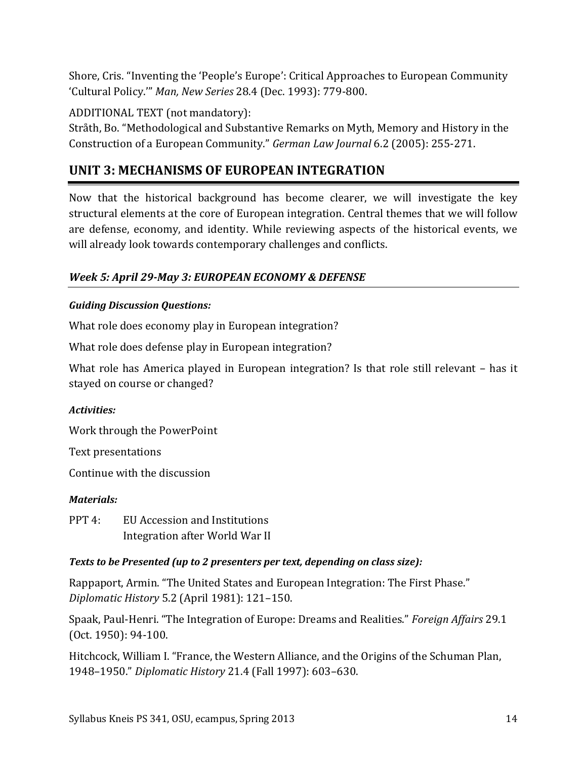Shore, Cris. “Inventing the ‘People’s Europe’: Critical Approaches to European Community ‘Cultural Policy.’” *Man, New Series* 28.4 (Dec. 1993): 779-800.

ADDITIONAL TEXT (not mandatory):
Stråth, Bo. “Methodological and Substantive Remarks on Myth, Memory and History in the Construction of a European Community.” *German Law Journal* 6.2 (2005): 255-271.

## UNIT 3: MECHANISMS OF EUROPEAN INTEGRATION

Now that the historical background has become clearer, we will investigate the key structural elements at the core of European integration. Central themes that we will follow are defense, economy, and identity. While reviewing aspects of the historical events, we will already look towards contemporary challenges and conflicts.

### *Week 5: April 29-May 3: EUROPEAN ECONOMY & DEFENSE*

***Guiding Discussion Questions:***

What role does economy play in European integration?

What role does defense play in European integration?

What role has America played in European integration? Is that role still relevant – has it stayed on course or changed?

***Activities:***

Work through the PowerPoint

Text presentations

Continue with the discussion

***Materials:***

PPT 4: EU Accession and Institutions
Integration after World War II

***Texts to be Presented (up to 2 presenters per text, depending on class size):***

Rappaport, Armin. “The United States and European Integration: The First Phase.” *Diplomatic History* 5.2 (April 1981): 121–150.

Spaak, Paul-Henri. “The Integration of Europe: Dreams and Realities.” *Foreign Affairs* 29.1 (Oct. 1950): 94-100.

Hitchcock, William I. “France, the Western Alliance, and the Origins of the Schuman Plan, 1948–1950.” *Diplomatic History* 21.4 (Fall 1997): 603–630.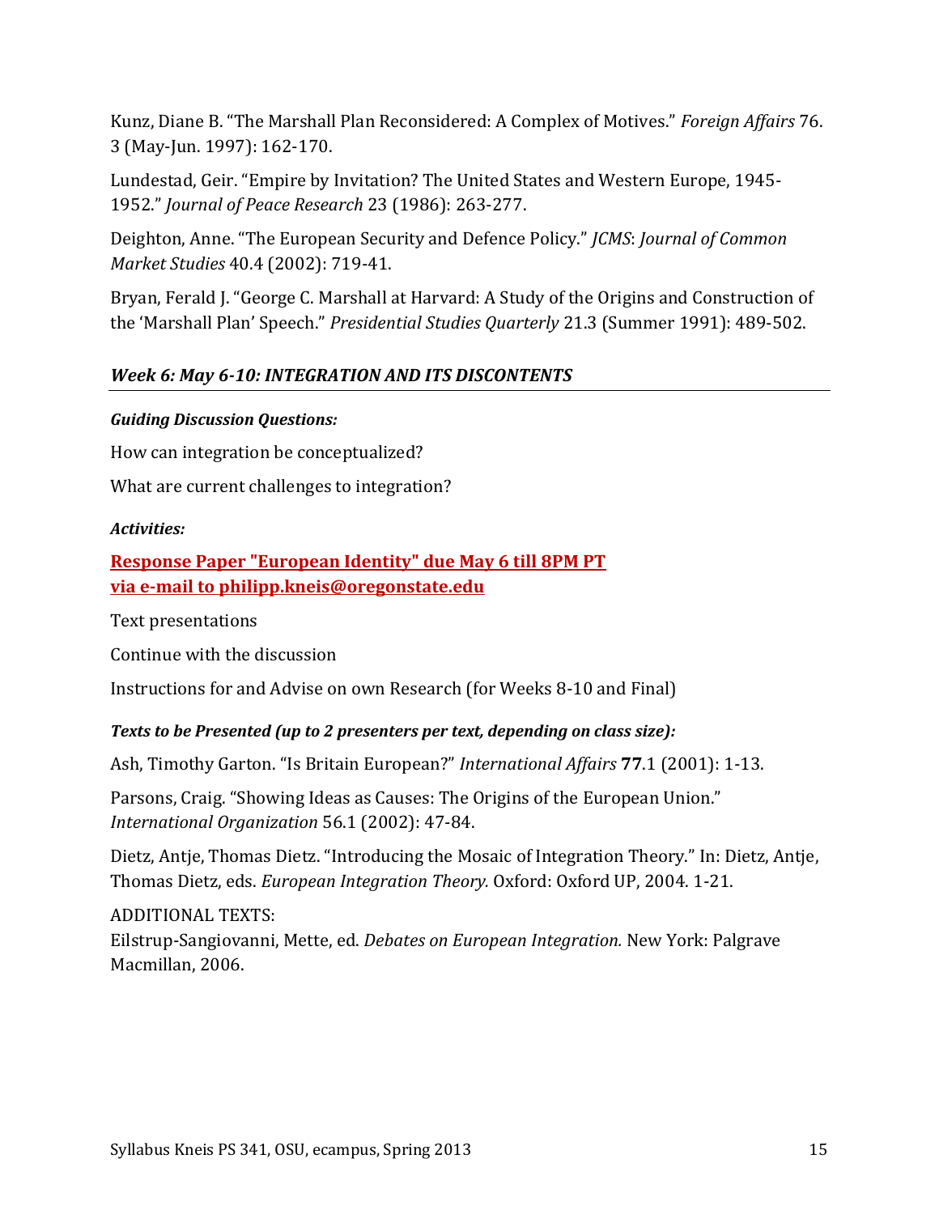Kunz, Diane B. "The Marshall Plan Reconsidered: A Complex of Motives." *Foreign Affairs* 76. 3 (May-Jun. 1997): 162-170.

Lundestad, Geir. "Empire by Invitation? The United States and Western Europe, 1945-1952." *Journal of Peace Research* 23 (1986): 263-277.

Deighton, Anne. "The European Security and Defence Policy." *JCMS*: *Journal of Common Market Studies* 40.4 (2002): 719-41.

Bryan, Ferald J. "George C. Marshall at Harvard: A Study of the Origins and Construction of the 'Marshall Plan' Speech." *Presidential Studies Quarterly* 21.3 (Summer 1991): 489-502.

### *Week 6: May 6-10: INTEGRATION AND ITS DISCONTENTS*

***Guiding Discussion Questions:***

How can integration be conceptualized?

What are current challenges to integration?

***Activities:***

**Response Paper "European Identity" due May 6 till 8PM PT via e-mail to philipp.kneis@oregonstate.edu**

Text presentations

Continue with the discussion

Instructions for and Advise on own Research (for Weeks 8-10 and Final)

***Texts to be Presented (up to 2 presenters per text, depending on class size):***

Ash, Timothy Garton. "Is Britain European?" *International Affairs* **77**.1 (2001): 1-13.

Parsons, Craig. "Showing Ideas as Causes: The Origins of the European Union." *International Organization* 56.1 (2002): 47-84.

Dietz, Antje, Thomas Dietz. "Introducing the Mosaic of Integration Theory." In: Dietz, Antje, Thomas Dietz, eds. *European Integration Theory.* Oxford: Oxford UP, 2004. 1-21.

ADDITIONAL TEXTS:
Eilstrup-Sangiovanni, Mette, ed. *Debates on European Integration.* New York: Palgrave Macmillan, 2006.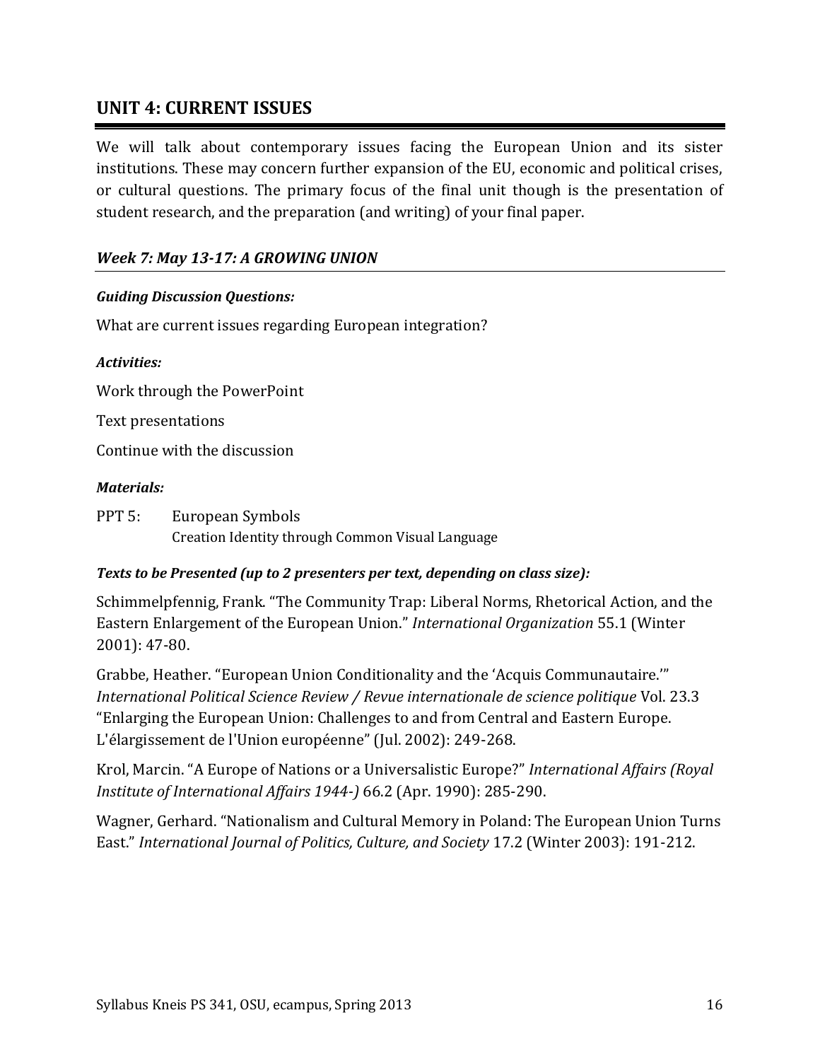## UNIT 4: CURRENT ISSUES

We will talk about contemporary issues facing the European Union and its sister institutions. These may concern further expansion of the EU, economic and political crises, or cultural questions. The primary focus of the final unit though is the presentation of student research, and the preparation (and writing) of your final paper.

### *Week 7: May 13-17: A GROWING UNION*

***Guiding Discussion Questions:***

What are current issues regarding European integration?

***Activities:***

Work through the PowerPoint

Text presentations

Continue with the discussion

***Materials:***

PPT 5: European Symbols
Creation Identity through Common Visual Language

***Texts to be Presented (up to 2 presenters per text, depending on class size):***

Schimmelpfennig, Frank. "The Community Trap: Liberal Norms, Rhetorical Action, and the Eastern Enlargement of the European Union." *International Organization* 55.1 (Winter 2001): 47-80.

Grabbe, Heather. "European Union Conditionality and the 'Acquis Communautaire.'" *International Political Science Review / Revue internationale de science politique* Vol. 23.3 "Enlarging the European Union: Challenges to and from Central and Eastern Europe. L'élargissement de l'Union européenne" (Jul. 2002): 249-268.

Krol, Marcin. "A Europe of Nations or a Universalistic Europe?" *International Affairs (Royal Institute of International Affairs 1944-)* 66.2 (Apr. 1990): 285-290.

Wagner, Gerhard. "Nationalism and Cultural Memory in Poland: The European Union Turns East." *International Journal of Politics, Culture, and Society* 17.2 (Winter 2003): 191-212.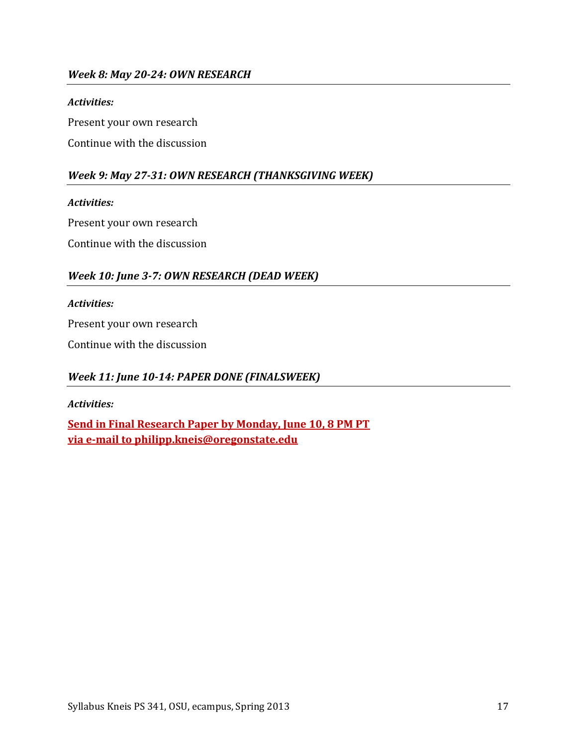### *Week 8: May 20-24: OWN RESEARCH*

***Activities:***

Present your own research

Continue with the discussion

### *Week 9: May 27-31: OWN RESEARCH (THANKSGIVING WEEK)*

***Activities:***

Present your own research

Continue with the discussion

### *Week 10: June 3-7: OWN RESEARCH (DEAD WEEK)*

***Activities:***

Present your own research

Continue with the discussion

### *Week 11: June 10-14: PAPER DONE (FINALSWEEK)*

***Activities:***

**Send in Final Research Paper by Monday, June 10, 8 PM PT**
**via e-mail to philipp.kneis@oregonstate.edu**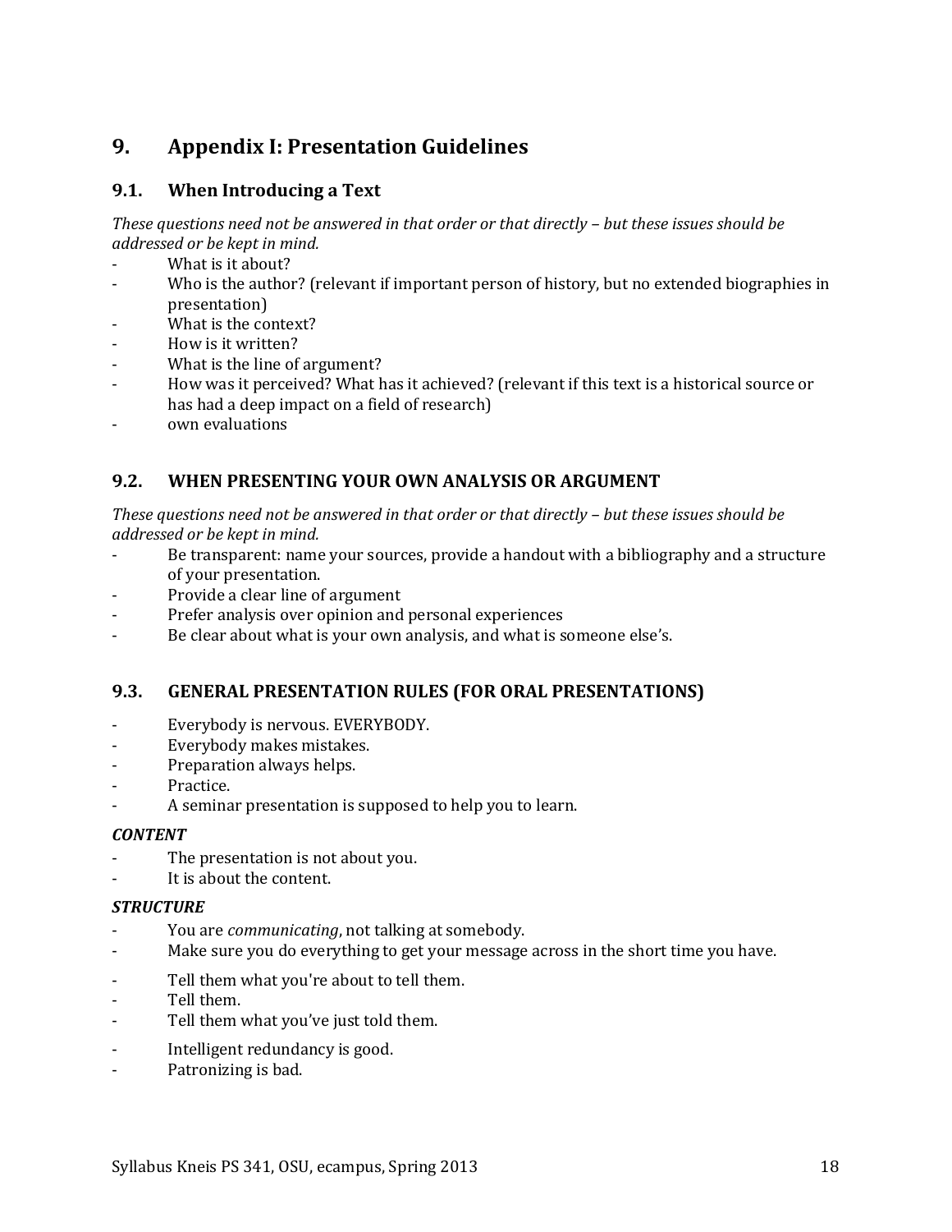# 9. Appendix I: Presentation Guidelines

## 9.1. When Introducing a Text

*These questions need not be answered in that order or that directly – but these issues should be addressed or be kept in mind.*

- What is it about?
- Who is the author? (relevant if important person of history, but no extended biographies in presentation)
- What is the context?
- How is it written?
- What is the line of argument?
- How was it perceived? What has it achieved? (relevant if this text is a historical source or has had a deep impact on a field of research)
- own evaluations

## 9.2. WHEN PRESENTING YOUR OWN ANALYSIS OR ARGUMENT

*These questions need not be answered in that order or that directly – but these issues should be addressed or be kept in mind.*

- Be transparent: name your sources, provide a handout with a bibliography and a structure of your presentation.
- Provide a clear line of argument
- Prefer analysis over opinion and personal experiences
- Be clear about what is your own analysis, and what is someone else's.

## 9.3. GENERAL PRESENTATION RULES (FOR ORAL PRESENTATIONS)

- Everybody is nervous. EVERYBODY.
- Everybody makes mistakes.
- Preparation always helps.
- Practice.
- A seminar presentation is supposed to help you to learn.

***CONTENT***

- The presentation is not about you.
- It is about the content.

***STRUCTURE***

- You are *communicating*, not talking at somebody.
- Make sure you do everything to get your message across in the short time you have.

- Tell them what you're about to tell them.
- Tell them.
- Tell them what you've just told them.

- Intelligent redundancy is good.
- Patronizing is bad.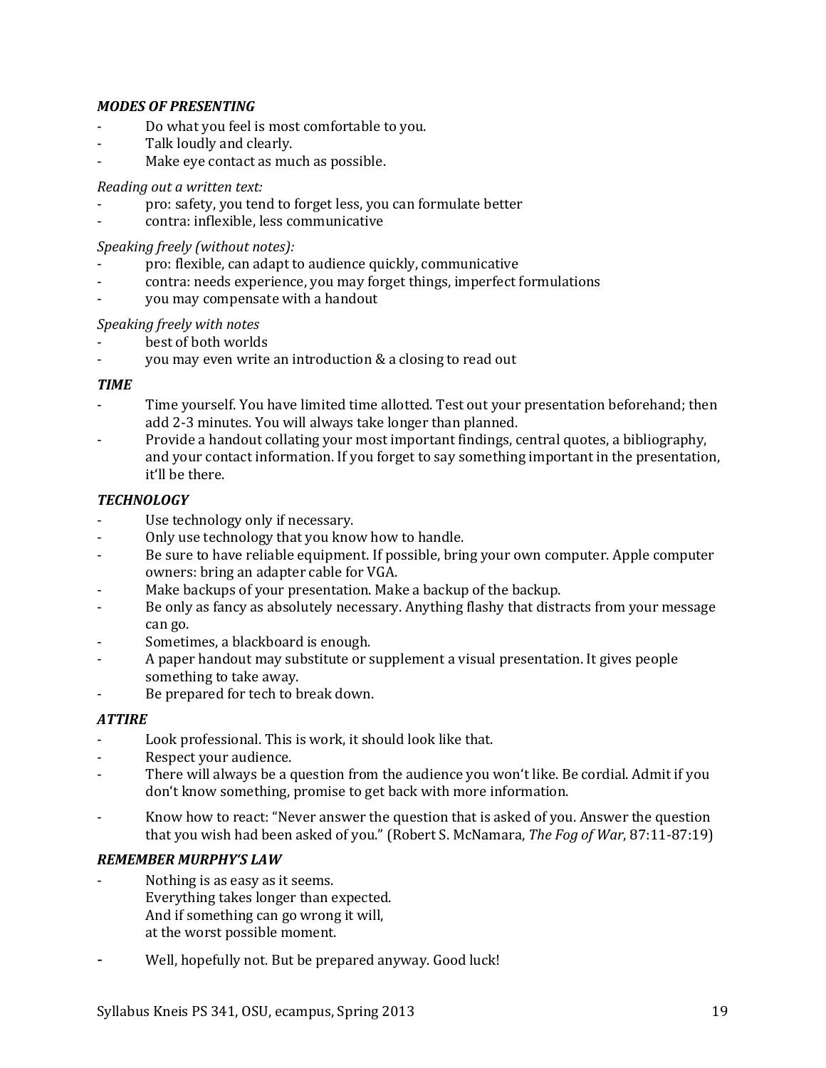***MODES OF PRESENTING***

- Do what you feel is most comfortable to you.
- Talk loudly and clearly.
- Make eye contact as much as possible.

*Reading out a written text:*

- pro: safety, you tend to forget less, you can formulate better
- contra: inflexible, less communicative

*Speaking freely (without notes):*

- pro: flexible, can adapt to audience quickly, communicative
- contra: needs experience, you may forget things, imperfect formulations
- you may compensate with a handout

*Speaking freely with notes*

- best of both worlds
- you may even write an introduction & a closing to read out

***TIME***

- Time yourself. You have limited time allotted. Test out your presentation beforehand; then add 2-3 minutes. You will always take longer than planned.
- Provide a handout collating your most important findings, central quotes, a bibliography, and your contact information. If you forget to say something important in the presentation, it'll be there.

***TECHNOLOGY***

- Use technology only if necessary.
- Only use technology that you know how to handle.
- Be sure to have reliable equipment. If possible, bring your own computer. Apple computer owners: bring an adapter cable for VGA.
- Make backups of your presentation. Make a backup of the backup.
- Be only as fancy as absolutely necessary. Anything flashy that distracts from your message can go.
- Sometimes, a blackboard is enough.
- A paper handout may substitute or supplement a visual presentation. It gives people something to take away.
- Be prepared for tech to break down.

***ATTIRE***

- Look professional. This is work, it should look like that.
- Respect your audience.
- There will always be a question from the audience you won't like. Be cordial. Admit if you don't know something, promise to get back with more information.
- Know how to react: "Never answer the question that is asked of you. Answer the question that you wish had been asked of you." (Robert S. McNamara, *The Fog of War*, 87:11-87:19)

***REMEMBER MURPHY'S LAW***

- Nothing is as easy as it seems.
  Everything takes longer than expected.
  And if something can go wrong it will,
  at the worst possible moment.
- Well, hopefully not. But be prepared anyway. Good luck!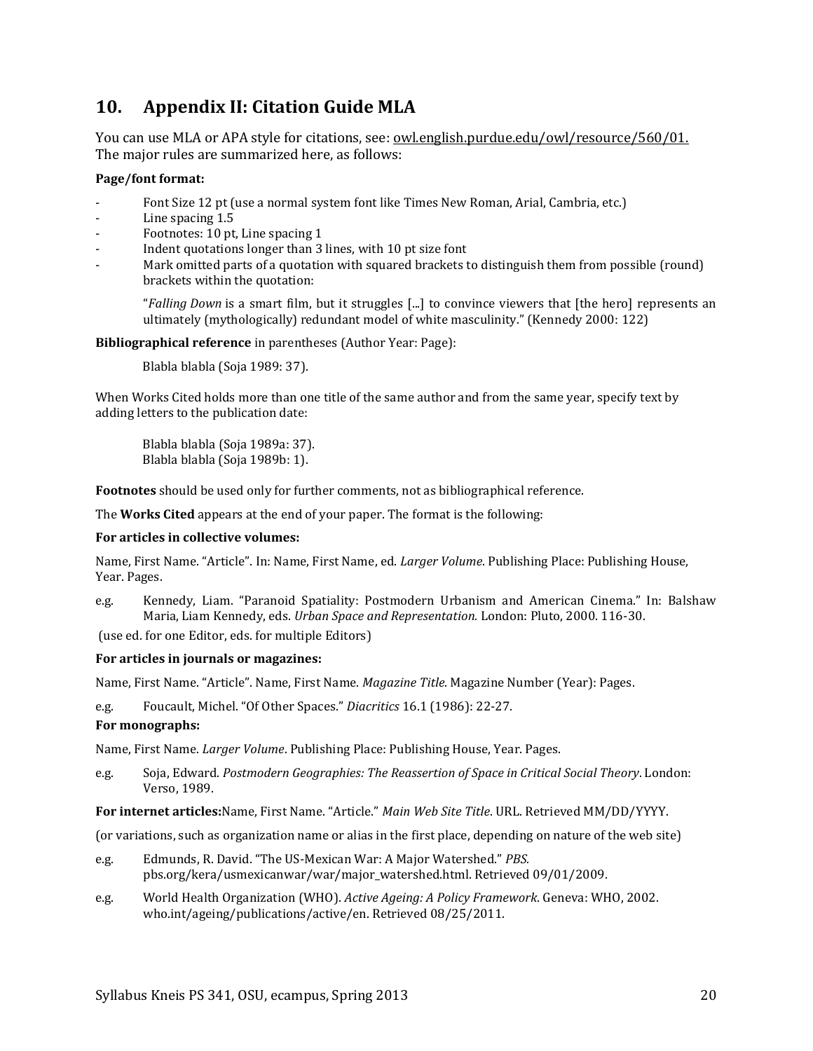## 10. Appendix II: Citation Guide MLA

You can use MLA or APA style for citations, see: owl.english.purdue.edu/owl/resource/560/01. The major rules are summarized here, as follows:

**Page/font format:**

- Font Size 12 pt (use a normal system font like Times New Roman, Arial, Cambria, etc.)
- Line spacing 1.5
- Footnotes: 10 pt, Line spacing 1
- Indent quotations longer than 3 lines, with 10 pt size font
- Mark omitted parts of a quotation with squared brackets to distinguish them from possible (round) brackets within the quotation:

> "*Falling Down* is a smart film, but it struggles [...] to convince viewers that [the hero] represents an ultimately (mythologically) redundant model of white masculinity." (Kennedy 2000: 122)

**Bibliographical reference** in parentheses (Author Year: Page):

> Blabla blabla (Soja 1989: 37).

When Works Cited holds more than one title of the same author and from the same year, specify text by adding letters to the publication date:

> Blabla blabla (Soja 1989a: 37).
> Blabla blabla (Soja 1989b: 1).

**Footnotes** should be used only for further comments, not as bibliographical reference.

The **Works Cited** appears at the end of your paper. The format is the following:

**For articles in collective volumes:**

Name, First Name. "Article". In: Name, First Name, ed. *Larger Volume*. Publishing Place: Publishing House, Year. Pages.

e.g. Kennedy, Liam. "Paranoid Spatiality: Postmodern Urbanism and American Cinema." In: Balshaw Maria, Liam Kennedy, eds. *Urban Space and Representation.* London: Pluto, 2000. 116-30.

(use ed. for one Editor, eds. for multiple Editors)

**For articles in journals or magazines:**

Name, First Name. "Article". Name, First Name. *Magazine Title*. Magazine Number (Year): Pages.

e.g. Foucault, Michel. "Of Other Spaces." *Diacritics* 16.1 (1986): 22-27.

**For monographs:**

Name, First Name. *Larger Volume*. Publishing Place: Publishing House, Year. Pages.

e.g. Soja, Edward. *Postmodern Geographies: The Reassertion of Space in Critical Social Theory*. London: Verso, 1989.

**For internet articles:**Name, First Name. "Article." *Main Web Site Title*. URL. Retrieved MM/DD/YYYY.

(or variations, such as organization name or alias in the first place, depending on nature of the web site)

e.g. Edmunds, R. David. "The US-Mexican War: A Major Watershed." *PBS.* pbs.org/kera/usmexicanwar/war/major_watershed.html. Retrieved 09/01/2009.

e.g. World Health Organization (WHO). *Active Ageing: A Policy Framework*. Geneva: WHO, 2002. who.int/ageing/publications/active/en. Retrieved 08/25/2011.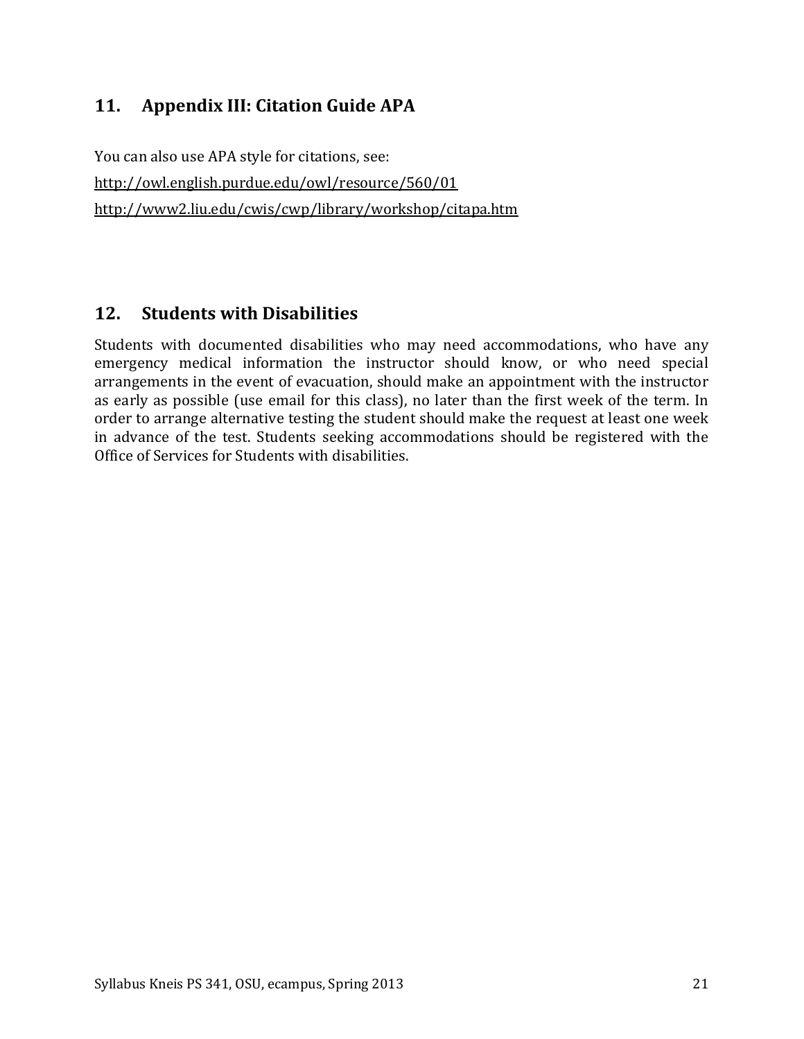## 11. Appendix III: Citation Guide APA

You can also use APA style for citations, see:

http://owl.english.purdue.edu/owl/resource/560/01

http://www2.liu.edu/cwis/cwp/library/workshop/citapa.htm

## 12. Students with Disabilities

Students with documented disabilities who may need accommodations, who have any emergency medical information the instructor should know, or who need special arrangements in the event of evacuation, should make an appointment with the instructor as early as possible (use email for this class), no later than the first week of the term. In order to arrange alternative testing the student should make the request at least one week in advance of the test. Students seeking accommodations should be registered with the Office of Services for Students with disabilities.